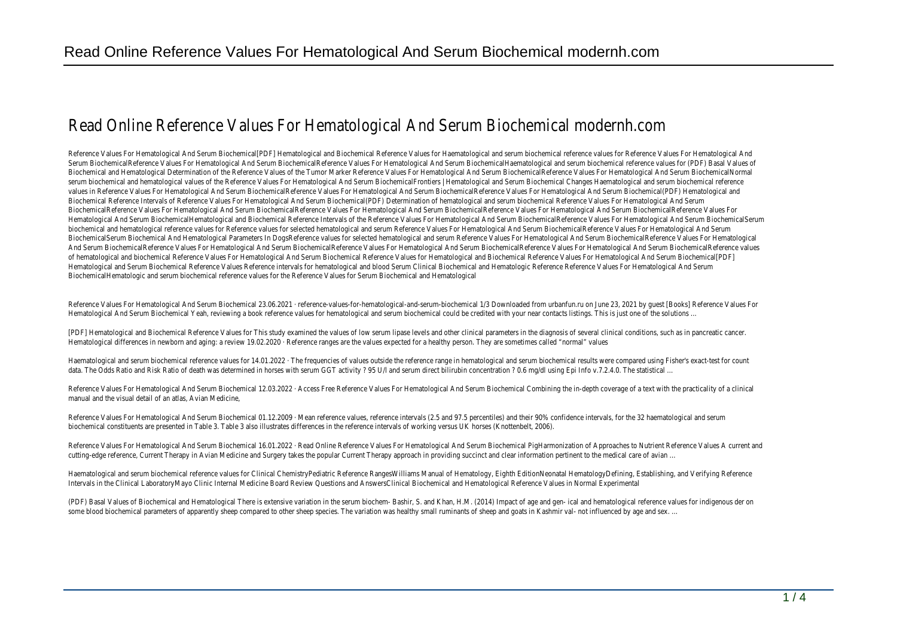# Read Online Reference Values For Hematological And Serum Biochemical modernh.com

Reference Values For Hematological And Serum Biochemical[PDF] Hematological and Biochemical Reference Values for Haematological and serum biochemical reference values for Reference Values For Hematological And Serum BiochemicalReference Values For Hematological And Serum BiochemicalReference Values For Hematological And Serum BiochemicalHaematological and serum biochemical reference values for (PDF) Basal Values of Biochemical and Hematological Determination of the Reference Values of the Tumor Marker Reference Values For Hematological And Serum BiochemicalReference Values For Hematological And Serum BiochemicalNormal serum biochemical and hematological values of the Reference Values For Hematological And Serum BiochemicalFrontiers | Hematological and Serum Biochemical Changes Haematological and serum biochemical reference values in Reference Values For Hematological And Serum BiochemicalReference Values For Hematological And Serum BiochemicalReference Values For Hematological And Serum Biochemical(PDF) Hematological and Biochemical Reference Intervals of Reference Values For Hematological And Serum Biochemical(PDF) Determination of hematological and serum biochemical Reference Values For Hematological And Serum BiochemicalReference Values For Hematological And Serum BiochemicalReference Values For Hematological And Serum BiochemicalReference Values For Hematological And Serum BiochemicalReference Values For Hematological And Serum BiochemicalHematological and Biochemical Reference Intervals of the Reference Values For Hematological And Serum BiochemicalReference Values For Hematological And Serum BiochemicalSerum biochemical and hematological reference values for Reference values for selected hematological and serum Reference Values For Hematological And Serum BiochemicalReference Values For Hematological And Serum BiochemicalSerum Biochemical And Hematological Parameters In DogsReference values for selected hematological and serum Reference Values For Hematological And Serum BiochemicalReference Values For Hematological And Serum BiochemicalReference Values For Hematological And Serum BiochemicalReference Values For Hematological And Serum BiochemicalReference Values For Hematological And Serum BiochemicalReference values of hematological and biochemical Reference Values For Hematological And Serum Biochemical Reference Values for Hematological and Biochemical Reference Values For Hematological And Serum Biochemical[PDF] Hematological and Serum Biochemical Reference Values Reference intervals for hematological and blood Serum Clinical Biochemical and Hematologic Reference Reference Values For Hematological And Serum BiochemicalHematologic and serum biochemical reference values for the Reference Values for Serum Biochemical and Hematological

Reference Values For Hematological And Serum Biochemical 23.06.2021 · reference-values-for-hematological-and-serum-biochemical 1/3 Downloaded from urbanfun.ru on June 23, 2021 by guest [Books] Reference Values For Hematological And Serum Biochemical Yeah, reviewing a book reference values for hematological and serum biochemical could be credited with your near contacts listings. This is just one of the solutions …

[PDF] Hematological and Biochemical Reference Values for This study examined the values of low serum lipase levels and other clinical parameters in the diagnosis of several clinical conditions, such as in pancreatic cancer. Hematological differences in newborn and aging: a review 19.02.2020 · Reference ranges are the values expected for a healthy person. They are sometimes called "normal" values

Haematological and serum biochemical reference values for 14.01.2022 · The frequencies of values outside the reference range in hematological and serum biochemical results were compared using Fisher's exact-test for count data. The Odds Ratio and Risk Ratio of death was determined in horses with serum GGT activity ? 95 U/l and serum direct bilirubin concentration ? 0.6 mg/dl using Epi Info v.7.2.4.0. The statistical …

Reference Values For Hematological And Serum Biochemical 12.03.2022 · Access Free Reference Values For Hematological And Serum Biochemical Combining the in-depth coverage of a text with the practicality of a clinical manual and the visual detail of an atlas, Avian Medicine,

Reference Values For Hematological And Serum Biochemical 01.12.2009 · Mean reference values, reference intervals (2.5 and 97.5 percentiles) and their 90% confidence intervals, for the 32 haematological and serum biochemical constituents are presented in Table 3. Table 3 also illustrates differences in the reference intervals of working versus UK horses (Knottenbelt, 2006).

Reference Values For Hematological And Serum Biochemical 16.01.2022 · Read Online Reference Values For Hematological And Serum Biochemical PigHarmonization of Approaches to Nutrient Reference Values A current and cutting-edge reference, Current Therapy in Avian Medicine and Surgery takes the popular Current Therapy approach in providing succinct and clear information pertinent to the medical care of avian …

Haematological and serum biochemical reference values for Clinical ChemistryPediatric Reference RangesWilliams Manual of Hematology, Eighth EditionNeonatal HematologyDefining, Establishing, and Verifying Reference Intervals in the Clinical LaboratoryMayo Clinic Internal Medicine Board Review Questions and AnswersClinical Biochemical and Hematological Reference Values in Normal Experimental

(PDF) Basal Values of Biochemical and Hematological There is extensive variation in the serum biochem- Bashir, S. and Khan, H.M. (2014) Impact of age and gen- ical and hematological reference values for indigenous der on some blood biochemical parameters of apparently sheep compared to other sheep species. The variation was healthy small ruminants of sheep and goats in Kashmir val- not influenced by age and sex. …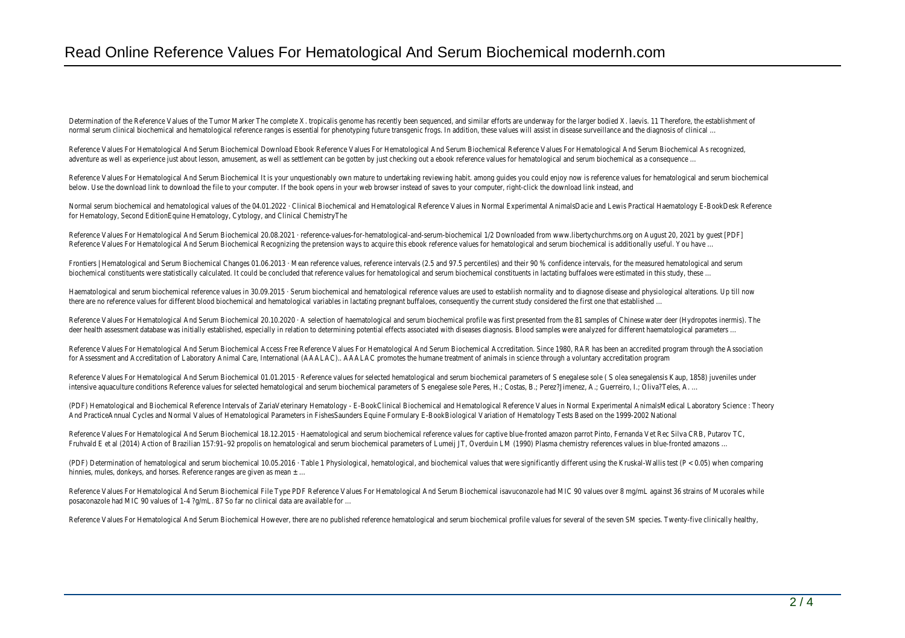Determination of the Reference Values of the Tumor Marker The complete X. tropicalis genome has recently been sequenced, and similar efforts are underway for the larger bodied X. laevis. 11 Therefore, the establishment of normal serum clinical biochemical and hematological reference ranges is essential for phenotyping future transgenic frogs. In addition, these values will assist in disease surveillance and the diagnosis of clinical …

Reference Values For Hematological And Serum Biochemical Download Ebook Reference Values For Hematological And Serum Biochemical Reference Values For Hematological And Serum Biochemical As recognized, adventure as well as experience just about lesson, amusement, as well as settlement can be gotten by just checking out a ebook reference values for hematological and serum biochemical as a consequence …

Reference Values For Hematological And Serum Biochemical It is your unquestionably own mature to undertaking reviewing habit. among guides you could enjoy now is reference values for hematological and serum biochemical below. Use the download link to download the file to your computer. If the book opens in your web browser instead of saves to your computer, right-click the download link instead, and

Normal serum biochemical and hematological values of the 04.01.2022 · Clinical Biochemical and Hematological Reference Values in Normal Experimental AnimalsDacie and Lewis Practical Haematology E-BookDesk Reference for Hematology, Second EditionEquine Hematology, Cytology, and Clinical ChemistryThe

Reference Values For Hematological And Serum Biochemical 20.08.2021 · reference-values-for-hematological-and-serum-biochemical 1/2 Downloaded from www.libertychurchms.org on August 20, 2021 by guest [PDF] Reference Values For Hematological And Serum Biochemical Recognizing the pretension ways to acquire this ebook reference values for hematological and serum biochemical is additionally useful. You have …

Frontiers | Hematological and Serum Biochemical Changes 01.06.2013 · Mean reference values, reference intervals (2.5 and 97.5 percentiles) and their 90 % confidence intervals, for the measured hematological and serum biochemical constituents were statistically calculated. It could be concluded that reference values for hematological and serum biochemical constituents in lactating buffaloes were estimated in this study, these …

Haematological and serum biochemical reference values in 30.09.2015 · Serum biochemical and hematological reference values are used to establish normality and to diagnose disease and physiological alterations. Up till now there are no reference values for different blood biochemical and hematological variables in lactating pregnant buffaloes, consequently the current study considered the first one that established …

Reference Values For Hematological And Serum Biochemical 20.10.2020 · A selection of haematological and serum biochemical profile was first presented from the 81 samples of Chinese water deer (Hydropotes inermis). The deer health assessment database was initially established, especially in relation to determining potential effects associated with diseases diagnosis. Blood samples were analyzed for different haematological parameters …

Reference Values For Hematological And Serum Biochemical Access Free Reference Values For Hematological And Serum Biochemical Accreditation. Since 1980, RAR has been an accredited program through the Association for Assessment and Accreditation of Laboratory Animal Care, International (AAALAC).. AAALAC promotes the humane treatment of animals in science through a voluntary accreditation program

Reference Values For Hematological And Serum Biochemical 01.01.2015 · Reference values for selected hematological and serum biochemical parameters of S enegalese sole ( S olea senegalensis Kaup, 1858) juveniles under intensive aquaculture conditions Reference values for selected hematological and serum biochemical parameters of S enegalese sole Peres, H.; Costas, B.; Perez?Jimenez, A.; Guerreiro, I.; Oliva?Teles, A. …

(PDF) Hematological and Biochemical Reference Intervals of ZariaVeterinary Hematology - E-BookClinical Biochemical and Hematological Reference Values in Normal Experimental AnimalsMedical Laboratory Science : Theory And PracticeAnnual Cycles and Normal Values of Hematological Parameters in FishesSaunders Equine Formulary E-BookBiological Variation of Hematology Tests Based on the 1999-2002 National

Reference Values For Hematological And Serum Biochemical 18.12.2015 · Haematological and serum biochemical reference values for captive blue-fronted amazon parrot Pinto, Fernanda Vet Rec Silva CRB, Putarov TC, Fruhvald E et al (2014) Action of Brazilian 157:91–92 propolis on hematological and serum biochemical parameters of Lumeij JT, Overduin LM (1990) Plasma chemistry references values in blue-fronted amazons …

(PDF) Determination of hematological and serum biochemical 10.05.2016 · Table 1 Physiological, hematological, and biochemical values that were significantly different using the Kruskal-Wallis test ($P < 0.05$) when comparing hinnies, mules, donkeys, and horses. Reference ranges are given as mean ± …

Reference Values For Hematological And Serum Biochemical File Type PDF Reference Values For Hematological And Serum Biochemical isavuconazole had MIC 90 values over 8 mg/mL against 36 strains of Mucorales while posaconazole had MIC 90 values of 1-4 ?g/mL. 87 So far no clinical data are available for …

Reference Values For Hematological And Serum Biochemical However, there are no published reference hematological and serum biochemical profile values for several of the seven SM species. Twenty-five clinically healthy,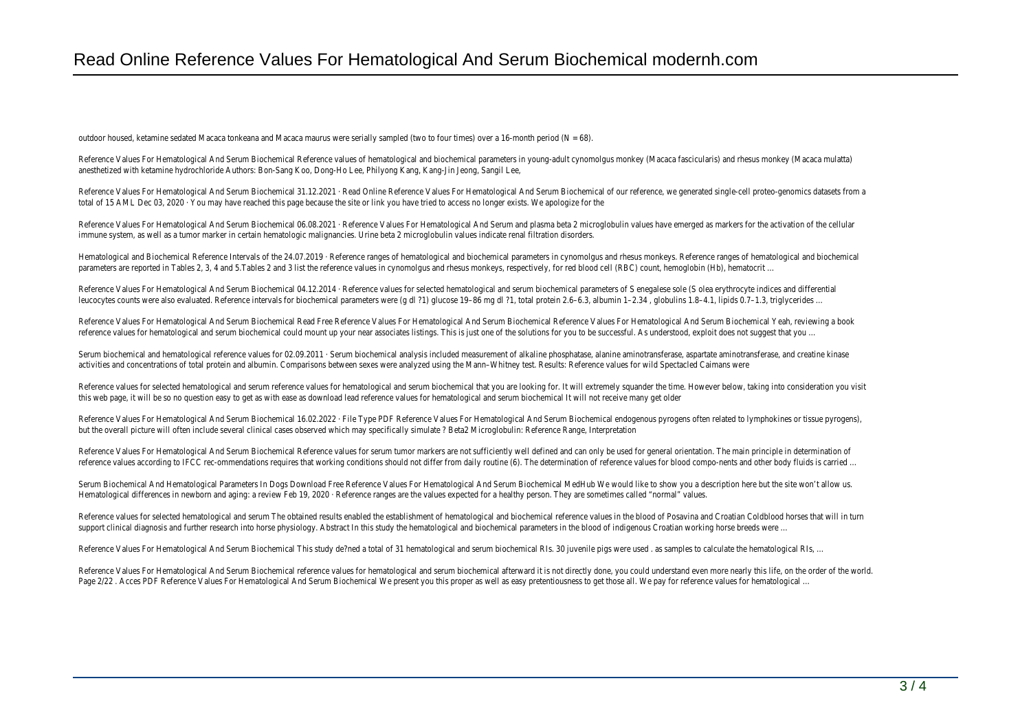outdoor housed, ketamine sedated Macaca tonkeana and Macaca maurus were serially sampled (two to four times) over a 16-month period (N = 68).

Reference Values For Hematological And Serum Biochemical Reference values of hematological and biochemical parameters in young-adult cynomolgus monkey (Macaca fascicularis) and rhesus monkey (Macaca mulatta) anesthetized with ketamine hydrochloride Authors: Bon-Sang Koo, Dong-Ho Lee, Philyong Kang, Kang-Jin Jeong, Sangil Lee,

Reference Values For Hematological And Serum Biochemical 31.12.2021 · Read Online Reference Values For Hematological And Serum Biochemical of our reference, we generated single-cell proteo-genomics datasets from a total of 15 AML Dec 03, 2020 · You may have reached this page because the site or link you have tried to access no longer exists. We apologize for the

Reference Values For Hematological And Serum Biochemical 06.08.2021 · Reference Values For Hematological And Serum and plasma beta 2 microglobulin values have emerged as markers for the activation of the cellular immune system, as well as a tumor marker in certain hematologic malignancies. Urine beta 2 microglobulin values indicate renal filtration disorders.

Hematological and Biochemical Reference Intervals of the 24.07.2019 · Reference ranges of hematological and biochemical parameters in cynomolgus and rhesus monkeys. Reference ranges of hematological and biochemical parameters are reported in Tables 2, 3, 4 and 5.Tables 2 and 3 list the reference values in cynomolgus and rhesus monkeys, respectively, for red blood cell (RBC) count, hemoglobin (Hb), hematocrit …

Reference Values For Hematological And Serum Biochemical 04.12.2014 · Reference values for selected hematological and serum biochemical parameters of S enegalese sole (S olea erythrocyte indices and differential leucocytes counts were also evaluated. Reference intervals for biochemical parameters were (g dl ?1) glucose 19–86 mg dl ?1, total protein 2.6–6.3, albumin 1–2.34 , globulins 1.8–4.1, lipids 0.7–1.3, triglycerides …

Reference Values For Hematological And Serum Biochemical Read Free Reference Values For Hematological And Serum Biochemical Reference Values For Hematological And Serum Biochemical Yeah, reviewing a book reference values for hematological and serum biochemical could mount up your near associates listings. This is just one of the solutions for you to be successful. As understood, exploit does not suggest that you …

Serum biochemical and hematological reference values for 02.09.2011 · Serum biochemical analysis included measurement of alkaline phosphatase, alanine aminotransferase, aspartate aminotransferase, and creatine kinase activities and concentrations of total protein and albumin. Comparisons between sexes were analyzed using the Mann–Whitney test. Results: Reference values for wild Spectacled Caimans were

Reference values for selected hematological and serum reference values for hematological and serum biochemical that you are looking for. It will extremely squander the time. However below, taking into consideration you visit this web page, it will be so no question easy to get as with ease as download lead reference values for hematological and serum biochemical It will not receive many get older

Reference Values For Hematological And Serum Biochemical 16.02.2022 · File Type PDF Reference Values For Hematological And Serum Biochemical endogenous pyrogens often related to lymphokines or tissue pyrogens), but the overall picture will often include several clinical cases observed which may specifically simulate ? Beta2 Microglobulin: Reference Range, Interpretation

Reference Values For Hematological And Serum Biochemical Reference values for serum tumor markers are not sufficiently well defined and can only be used for general orientation. The main principle in determination of reference values according to IFCC rec-ommendations requires that working conditions should not differ from daily routine (6). The determination of reference values for blood compo-nents and other body fluids is carried …

Serum Biochemical And Hematological Parameters In Dogs Download Free Reference Values For Hematological And Serum Biochemical MedHub We would like to show you a description here but the site won't allow us. Hematological differences in newborn and aging: a review Feb 19, 2020 · Reference ranges are the values expected for a healthy person. They are sometimes called "normal" values.

Reference values for selected hematological and serum The obtained results enabled the establishment of hematological and biochemical reference values in the blood of Posavina and Croatian Coldblood horses that will in turn support clinical diagnosis and further research into horse physiology. Abstract In this study the hematological and biochemical parameters in the blood of indigenous Croatian working horse breeds were …

Reference Values For Hematological And Serum Biochemical This study de?ned a total of 31 hematological and serum biochemical RIs. 30 juvenile pigs were used . as samples to calculate the hematological RIs, …

Reference Values For Hematological And Serum Biochemical reference values for hematological and serum biochemical afterward it is not directly done, you could understand even more nearly this life, on the order of the world. Page 2/22 . Acces PDF Reference Values For Hematological And Serum Biochemical We present you this proper as well as easy pretentiousness to get those all. We pay for reference values for hematological …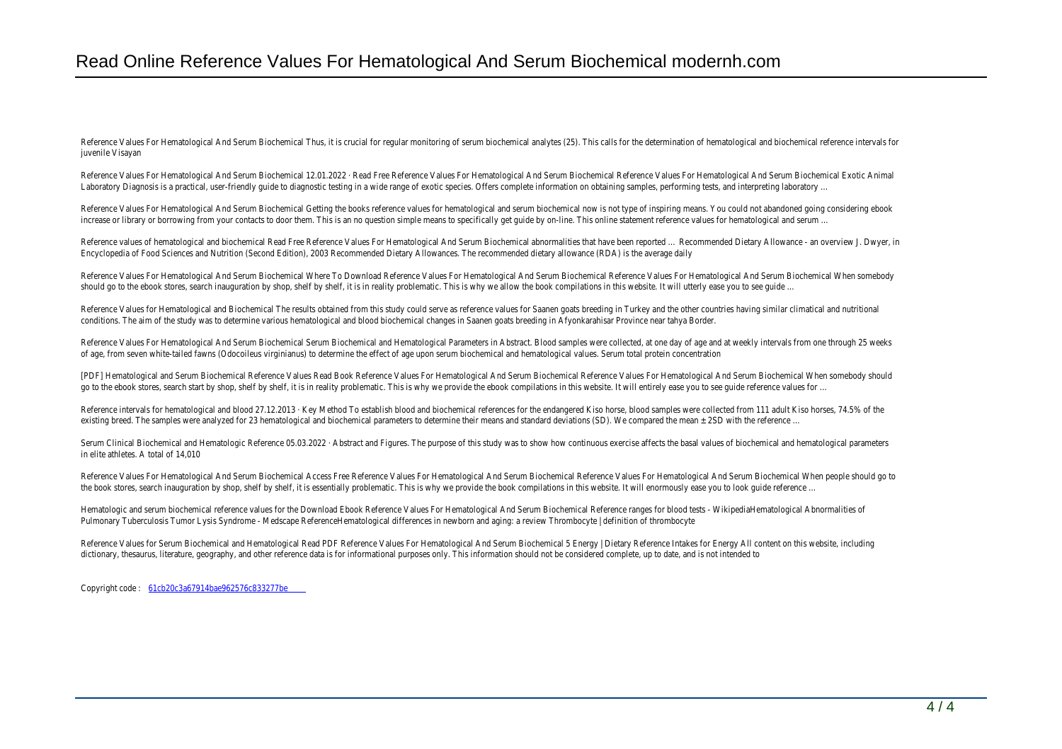Reference Values For Hematological And Serum Biochemical Thus, it is crucial for regular monitoring of serum biochemical analytes (25). This calls for the determination of hematological and biochemical reference intervals for juvenile Visayan

Reference Values For Hematological And Serum Biochemical 12.01.2022 · Read Free Reference Values For Hematological And Serum Biochemical Reference Values For Hematological And Serum Biochemical Exotic Animal Laboratory Diagnosis is a practical, user-friendly guide to diagnostic testing in a wide range of exotic species. Offers complete information on obtaining samples, performing tests, and interpreting laboratory …

Reference Values For Hematological And Serum Biochemical Getting the books reference values for hematological and serum biochemical now is not type of inspiring means. You could not abandoned going considering ebook increase or library or borrowing from your contacts to door them. This is an no question simple means to specifically get guide by on-line. This online statement reference values for hematological and serum …

Reference values of hematological and biochemical Read Free Reference Values For Hematological And Serum Biochemical abnormalities that have been reported … Recommended Dietary Allowance - an overview J. Dwyer, in Encyclopedia of Food Sciences and Nutrition (Second Edition), 2003 Recommended Dietary Allowances. The recommended dietary allowance (RDA) is the average daily

Reference Values For Hematological And Serum Biochemical Where To Download Reference Values For Hematological And Serum Biochemical Reference Values For Hematological And Serum Biochemical When somebody should go to the ebook stores, search inauguration by shop, shelf by shelf, it is in reality problematic. This is why we allow the book compilations in this website. It will utterly ease you to see guide …

Reference Values for Hematological and Biochemical The results obtained from this study could serve as reference values for Saanen goats breeding in Turkey and the other countries having similar climatical and nutritional conditions. The aim of the study was to determine various hematological and blood biochemical changes in Saanen goats breeding in Afyonkarahisar Province near tahya Border.

Reference Values For Hematological And Serum Biochemical Serum Biochemical and Hematological Parameters in Abstract. Blood samples were collected, at one day of age and at weekly intervals from one through 25 weeks of age, from seven white-tailed fawns (Odocoileus virginianus) to determine the effect of age upon serum biochemical and hematological values. Serum total protein concentration

[PDF] Hematological and Serum Biochemical Reference Values Read Book Reference Values For Hematological And Serum Biochemical Reference Values For Hematological And Serum Biochemical When somebody should go to the ebook stores, search start by shop, shelf by shelf, it is in reality problematic. This is why we provide the ebook compilations in this website. It will entirely ease you to see guide reference values for …

Reference intervals for hematological and blood 27.12.2013 · Key Method To establish blood and biochemical references for the endangered Kiso horse, blood samples were collected from 111 adult Kiso horses, 74.5% of the existing breed. The samples were analyzed for 23 hematological and biochemical parameters to determine their means and standard deviations (SD). We compared the mean ± 2SD with the reference …

Serum Clinical Biochemical and Hematologic Reference 05.03.2022 · Abstract and Figures. The purpose of this study was to show how continuous exercise affects the basal values of biochemical and hematological parameters in elite athletes. A total of 14,010

Reference Values For Hematological And Serum Biochemical Access Free Reference Values For Hematological And Serum Biochemical Reference Values For Hematological And Serum Biochemical When people should go to the book stores, search inauguration by shop, shelf by shelf, it is essentially problematic. This is why we provide the book compilations in this website. It will enormously ease you to look guide reference …

Hematologic and serum biochemical reference values for the Download Ebook Reference Values For Hematological And Serum Biochemical Reference ranges for blood tests - WikipediaHematological Abnormalities of Pulmonary Tuberculosis Tumor Lysis Syndrome - Medscape ReferenceHematological differences in newborn and aging: a review Thrombocyte | definition of thrombocyte

Reference Values for Serum Biochemical and Hematological Read PDF Reference Values For Hematological And Serum Biochemical 5 Energy | Dietary Reference Intakes for Energy All content on this website, including dictionary, thesaurus, literature, geography, and other reference data is for informational purposes only. This information should not be considered complete, up to date, and is not intended to

Copyright code : 61cb20c3a67914bae962576c833277be